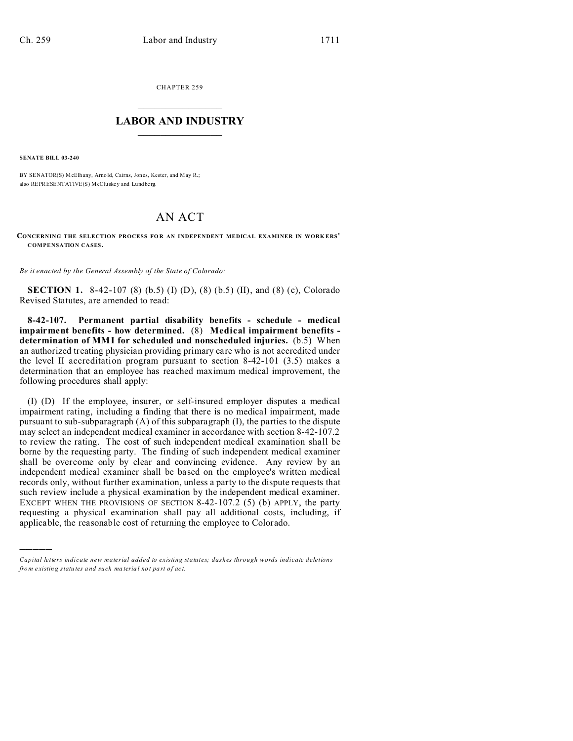CHAPTER 259

# LABOR AND INDUSTRY

**SENATE BILL 03-240**

BY SENATOR(S) McElhany, Arnold, Cairns, Jones, Kester, and May R.;
also REPRESENTATIVE(S) McCluskey and Lundberg.

# AN ACT

**CONCERNING THE SELECTION PROCESS FOR AN INDEPENDENT MEDICAL EXAMINER IN WORKERS' COMPENSATION CASES.**

*Be it enacted by the General Assembly of the State of Colorado:*

**SECTION 1.** 8-42-107 (8) (b.5) (I) (D), (8) (b.5) (II), and (8) (c), Colorado Revised Statutes, are amended to read:

**8-42-107. Permanent partial disability benefits - schedule - medical impairment benefits - how determined.** (8) **Medical impairment benefits - determination of MMI for scheduled and nonscheduled injuries.** (b.5) When an authorized treating physician providing primary care who is not accredited under the level II accreditation program pursuant to section 8-42-101 (3.5) makes a determination that an employee has reached maximum medical improvement, the following procedures shall apply:

(I) (D) If the employee, insurer, or self-insured employer disputes a medical impairment rating, including a finding that there is no medical impairment, made pursuant to sub-subparagraph (A) of this subparagraph (I), the parties to the dispute may select an independent medical examiner in accordance with section 8-42-107.2 to review the rating. The cost of such independent medical examination shall be borne by the requesting party. The finding of such independent medical examiner shall be overcome only by clear and convincing evidence. Any review by an independent medical examiner shall be based on the employee's written medical records only, without further examination, unless a party to the dispute requests that such review include a physical examination by the independent medical examiner. EXCEPT WHEN THE PROVISIONS OF SECTION 8-42-107.2 (5) (b) APPLY, the party requesting a physical examination shall pay all additional costs, including, if applicable, the reasonable cost of returning the employee to Colorado.

---

*Capital letters indicate new material added to existing statutes; dashes through words indicate deletions from existing statutes and such material not part of act.*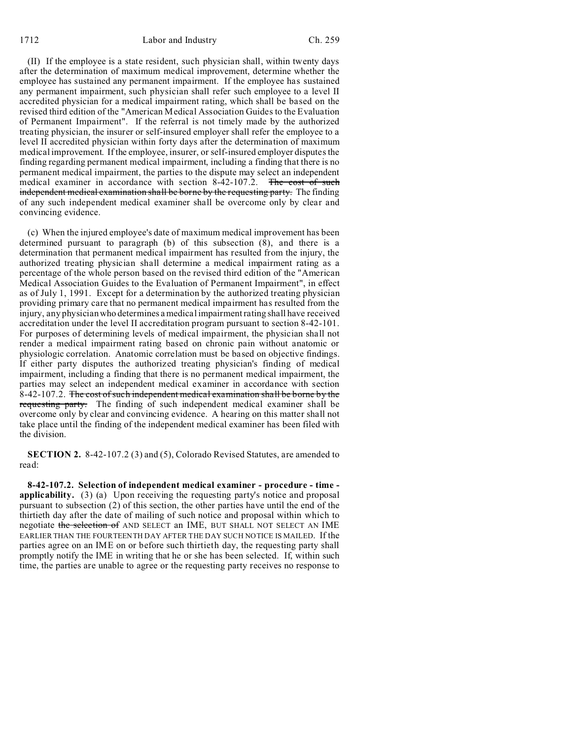(II) If the employee is a state resident, such physician shall, within twenty days after the determination of maximum medical improvement, determine whether the employee has sustained any permanent impairment. If the employee has sustained any permanent impairment, such physician shall refer such employee to a level II accredited physician for a medical impairment rating, which shall be based on the revised third edition of the "American Medical Association Guides to the Evaluation of Permanent Impairment". If the referral is not timely made by the authorized treating physician, the insurer or self-insured employer shall refer the employee to a level II accredited physician within forty days after the determination of maximum medical improvement. If the employee, insurer, or self-insured employer disputes the finding regarding permanent medical impairment, including a finding that there is no permanent medical impairment, the parties to the dispute may select an independent medical examiner in accordance with section 8-42-107.2. ~~The cost of such independent medical examination shall be borne by the requesting party.~~ The finding of any such independent medical examiner shall be overcome only by clear and convincing evidence.

(c) When the injured employee's date of maximum medical improvement has been determined pursuant to paragraph (b) of this subsection (8), and there is a determination that permanent medical impairment has resulted from the injury, the authorized treating physician shall determine a medical impairment rating as a percentage of the whole person based on the revised third edition of the "American Medical Association Guides to the Evaluation of Permanent Impairment", in effect as of July 1, 1991. Except for a determination by the authorized treating physician providing primary care that no permanent medical impairment has resulted from the injury, any physician who determines a medical impairment rating shall have received accreditation under the level II accreditation program pursuant to section 8-42-101. For purposes of determining levels of medical impairment, the physician shall not render a medical impairment rating based on chronic pain without anatomic or physiologic correlation. Anatomic correlation must be based on objective findings. If either party disputes the authorized treating physician's finding of medical impairment, including a finding that there is no permanent medical impairment, the parties may select an independent medical examiner in accordance with section 8-42-107.2. ~~The cost of such independent medical examination shall be borne by the requesting party.~~ The finding of such independent medical examiner shall be overcome only by clear and convincing evidence. A hearing on this matter shall not take place until the finding of the independent medical examiner has been filed with the division.

**SECTION 2.** 8-42-107.2 (3) and (5), Colorado Revised Statutes, are amended to read:

**8-42-107.2. Selection of independent medical examiner - procedure - time - applicability.** (3) (a) Upon receiving the requesting party's notice and proposal pursuant to subsection (2) of this section, the other parties have until the end of the thirtieth day after the date of mailing of such notice and proposal within which to negotiate ~~the selection of~~ AND SELECT an IME, BUT SHALL NOT SELECT AN IME EARLIER THAN THE FOURTEENTH DAY AFTER THE DAY SUCH NOTICE IS MAILED. If the parties agree on an IME on or before such thirtieth day, the requesting party shall promptly notify the IME in writing that he or she has been selected. If, within such time, the parties are unable to agree or the requesting party receives no response to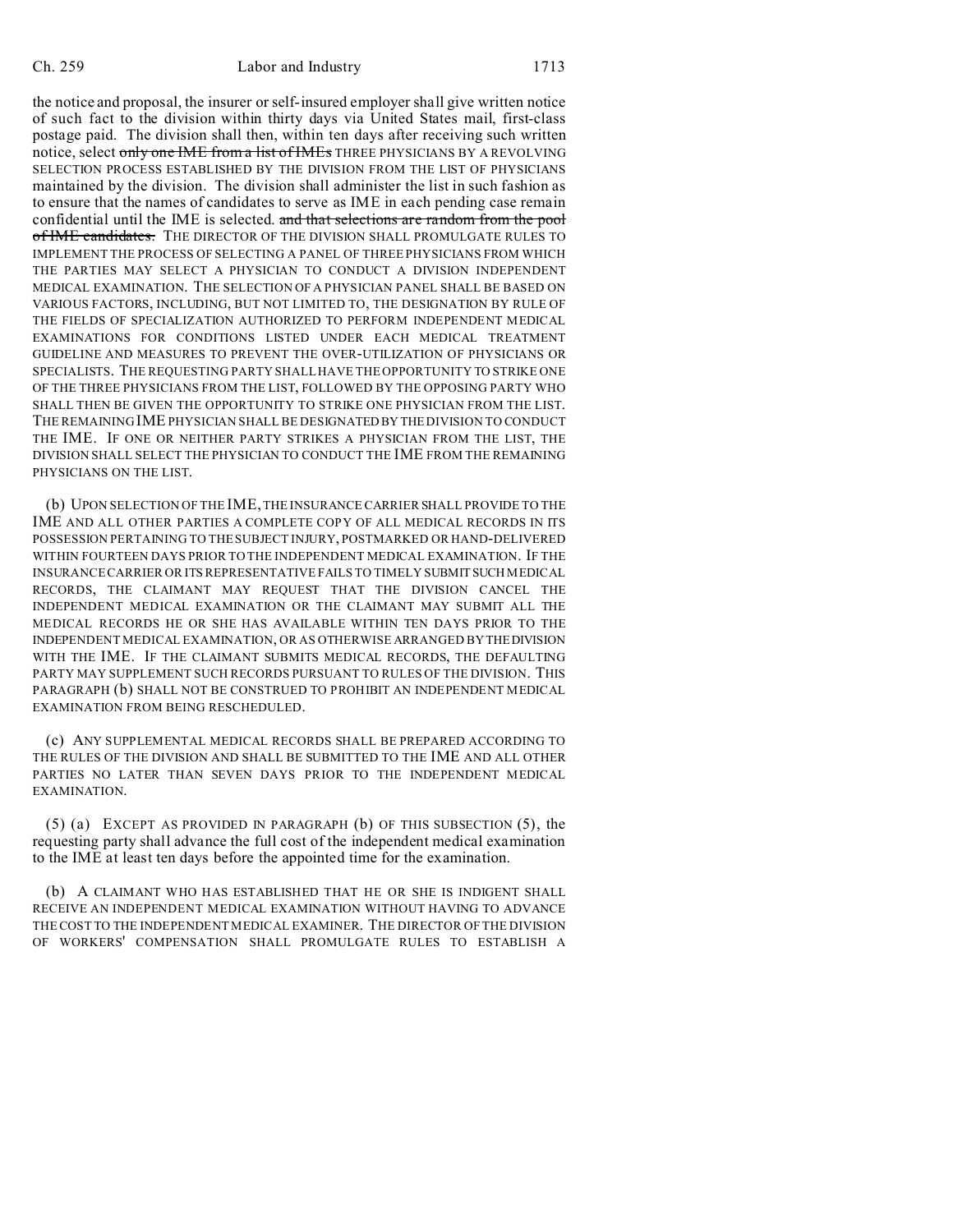the notice and proposal, the insurer or self-insured employer shall give written notice of such fact to the division within thirty days via United States mail, first-class postage paid. The division shall then, within ten days after receiving such written notice, select ~~only one IME from a list of IMEs~~ THREE PHYSICIANS BY A REVOLVING SELECTION PROCESS ESTABLISHED BY THE DIVISION FROM THE LIST OF PHYSICIANS maintained by the division. The division shall administer the list in such fashion as to ensure that the names of candidates to serve as IME in each pending case remain confidential until the IME is selected. ~~and that selections are random from the pool of IME candidates.~~ THE DIRECTOR OF THE DIVISION SHALL PROMULGATE RULES TO IMPLEMENT THE PROCESS OF SELECTING A PANEL OF THREE PHYSICIANS FROM WHICH THE PARTIES MAY SELECT A PHYSICIAN TO CONDUCT A DIVISION INDEPENDENT MEDICAL EXAMINATION. THE SELECTION OF A PHYSICIAN PANEL SHALL BE BASED ON VARIOUS FACTORS, INCLUDING, BUT NOT LIMITED TO, THE DESIGNATION BY RULE OF THE FIELDS OF SPECIALIZATION AUTHORIZED TO PERFORM INDEPENDENT MEDICAL EXAMINATIONS FOR CONDITIONS LISTED UNDER EACH MEDICAL TREATMENT GUIDELINE AND MEASURES TO PREVENT THE OVER-UTILIZATION OF PHYSICIANS OR SPECIALISTS. THE REQUESTING PARTY SHALL HAVE THE OPPORTUNITY TO STRIKE ONE OF THE THREE PHYSICIANS FROM THE LIST, FOLLOWED BY THE OPPOSING PARTY WHO SHALL THEN BE GIVEN THE OPPORTUNITY TO STRIKE ONE PHYSICIAN FROM THE LIST. THE REMAINING IME PHYSICIAN SHALL BE DESIGNATED BY THE DIVISION TO CONDUCT THE IME. IF ONE OR NEITHER PARTY STRIKES A PHYSICIAN FROM THE LIST, THE DIVISION SHALL SELECT THE PHYSICIAN TO CONDUCT THE IME FROM THE REMAINING PHYSICIANS ON THE LIST.

(b) UPON SELECTION OF THE IME, THE INSURANCE CARRIER SHALL PROVIDE TO THE IME AND ALL OTHER PARTIES A COMPLETE COPY OF ALL MEDICAL RECORDS IN ITS POSSESSION PERTAINING TO THE SUBJECT INJURY, POSTMARKED OR HAND-DELIVERED WITHIN FOURTEEN DAYS PRIOR TO THE INDEPENDENT MEDICAL EXAMINATION. IF THE INSURANCE CARRIER OR ITS REPRESENTATIVE FAILS TO TIMELY SUBMIT SUCH MEDICAL RECORDS, THE CLAIMANT MAY REQUEST THAT THE DIVISION CANCEL THE INDEPENDENT MEDICAL EXAMINATION OR THE CLAIMANT MAY SUBMIT ALL THE MEDICAL RECORDS HE OR SHE HAS AVAILABLE WITHIN TEN DAYS PRIOR TO THE INDEPENDENT MEDICAL EXAMINATION, OR AS OTHERWISE ARRANGED BY THE DIVISION WITH THE IME. IF THE CLAIMANT SUBMITS MEDICAL RECORDS, THE DEFAULTING PARTY MAY SUPPLEMENT SUCH RECORDS PURSUANT TO RULES OF THE DIVISION. THIS PARAGRAPH (b) SHALL NOT BE CONSTRUED TO PROHIBIT AN INDEPENDENT MEDICAL EXAMINATION FROM BEING RESCHEDULED.

(c) ANY SUPPLEMENTAL MEDICAL RECORDS SHALL BE PREPARED ACCORDING TO THE RULES OF THE DIVISION AND SHALL BE SUBMITTED TO THE IME AND ALL OTHER PARTIES NO LATER THAN SEVEN DAYS PRIOR TO THE INDEPENDENT MEDICAL EXAMINATION.

(5) (a) EXCEPT AS PROVIDED IN PARAGRAPH (b) OF THIS SUBSECTION (5), the requesting party shall advance the full cost of the independent medical examination to the IME at least ten days before the appointed time for the examination.

(b) A CLAIMANT WHO HAS ESTABLISHED THAT HE OR SHE IS INDIGENT SHALL RECEIVE AN INDEPENDENT MEDICAL EXAMINATION WITHOUT HAVING TO ADVANCE THE COST TO THE INDEPENDENT MEDICAL EXAMINER. THE DIRECTOR OF THE DIVISION OF WORKERS' COMPENSATION SHALL PROMULGATE RULES TO ESTABLISH A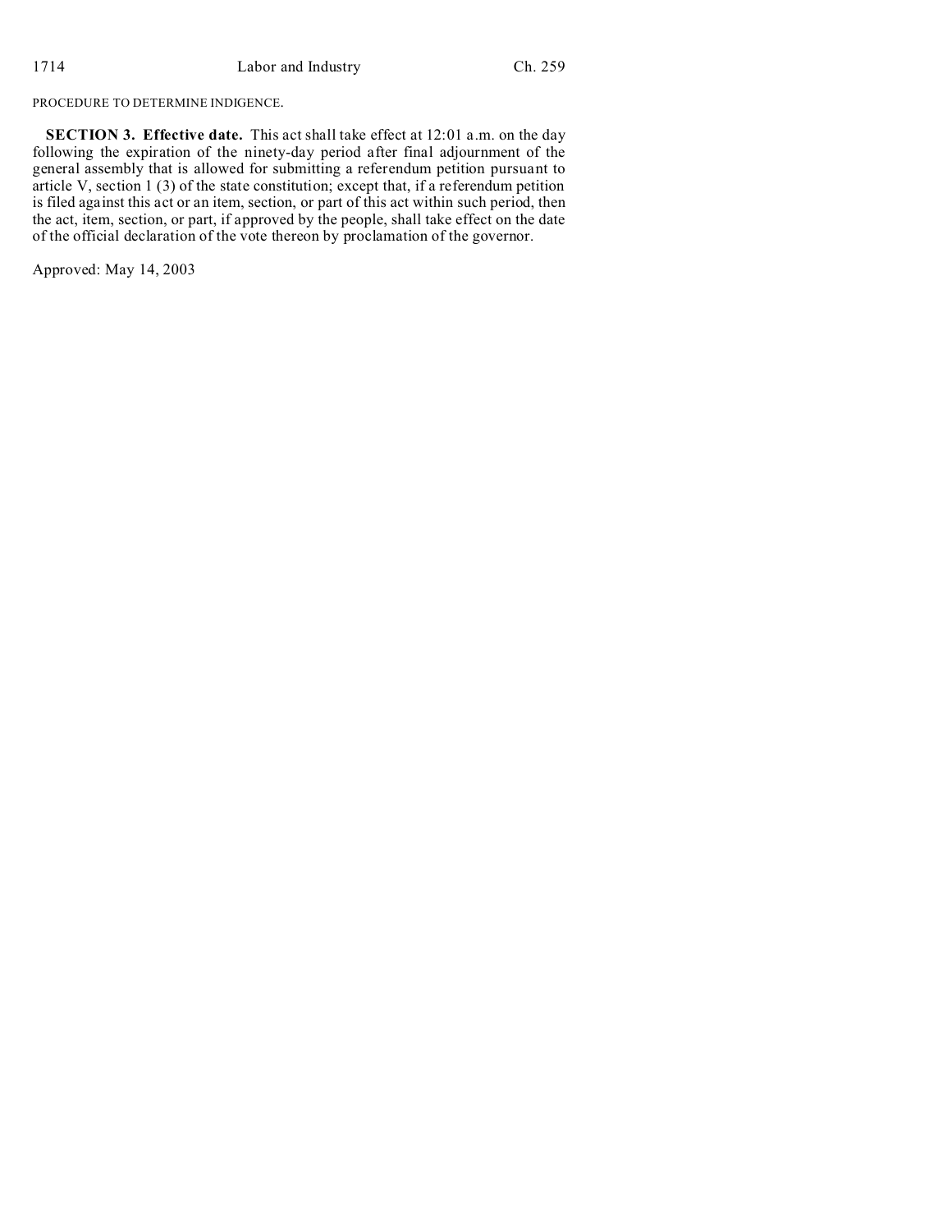PROCEDURE TO DETERMINE INDIGENCE.

**SECTION 3. Effective date.** This act shall take effect at 12:01 a.m. on the day following the expiration of the ninety-day period after final adjournment of the general assembly that is allowed for submitting a referendum petition pursuant to article V, section 1 (3) of the state constitution; except that, if a referendum petition is filed against this act or an item, section, or part of this act within such period, then the act, item, section, or part, if approved by the people, shall take effect on the date of the official declaration of the vote thereon by proclamation of the governor.

Approved: May 14, 2003